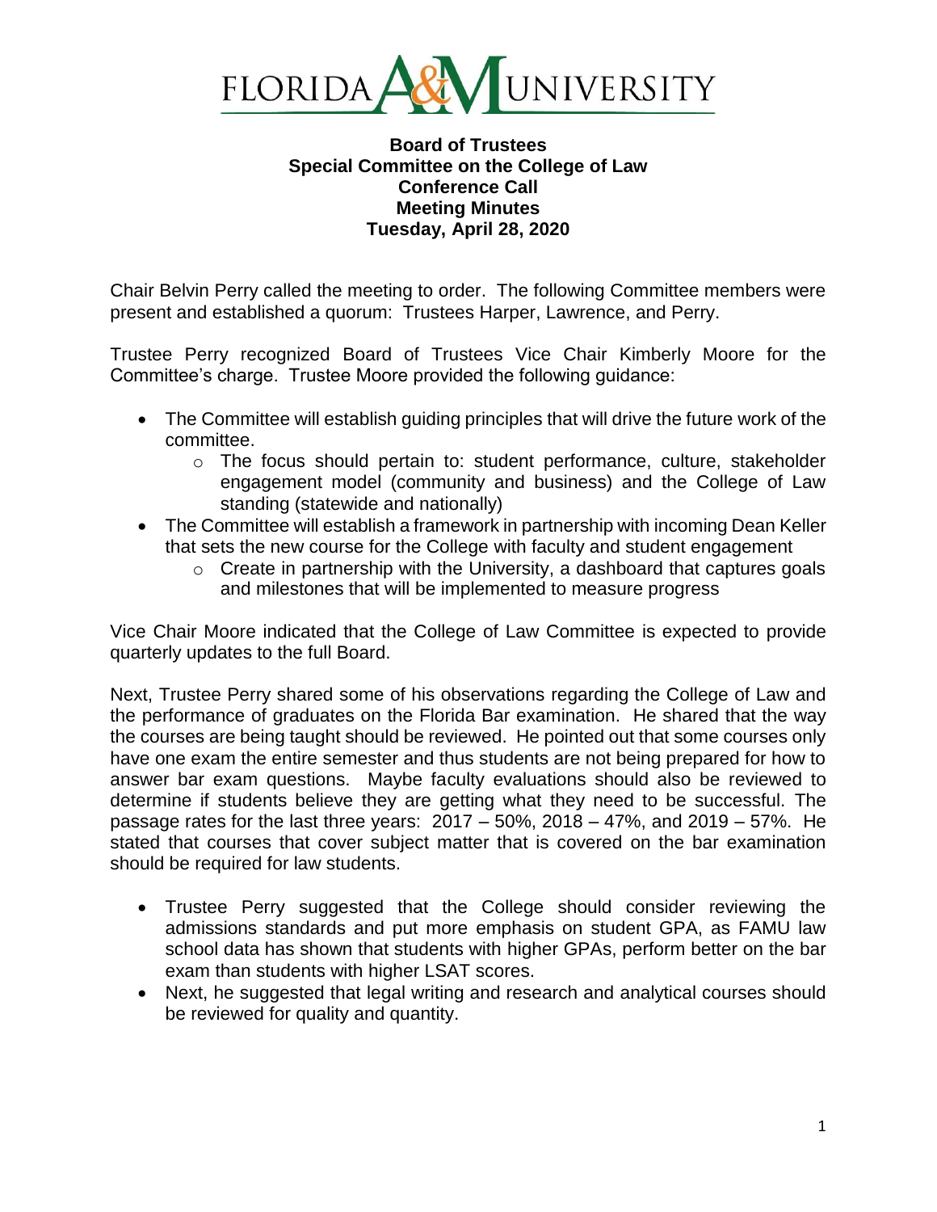# FLORIDA A&M UNIVERSITY

**Board of Trustees**
**Special Committee on the College of Law**
**Conference Call**
**Meeting Minutes**
**Tuesday, April 28, 2020**

Chair Belvin Perry called the meeting to order. The following Committee members were present and established a quorum: Trustees Harper, Lawrence, and Perry.

Trustee Perry recognized Board of Trustees Vice Chair Kimberly Moore for the Committee's charge. Trustee Moore provided the following guidance:

- The Committee will establish guiding principles that will drive the future work of the committee.
  - The focus should pertain to: student performance, culture, stakeholder engagement model (community and business) and the College of Law standing (statewide and nationally)
- The Committee will establish a framework in partnership with incoming Dean Keller that sets the new course for the College with faculty and student engagement
  - Create in partnership with the University, a dashboard that captures goals and milestones that will be implemented to measure progress

Vice Chair Moore indicated that the College of Law Committee is expected to provide quarterly updates to the full Board.

Next, Trustee Perry shared some of his observations regarding the College of Law and the performance of graduates on the Florida Bar examination. He shared that the way the courses are being taught should be reviewed. He pointed out that some courses only have one exam the entire semester and thus students are not being prepared for how to answer bar exam questions. Maybe faculty evaluations should also be reviewed to determine if students believe they are getting what they need to be successful. The passage rates for the last three years: 2017 – 50%, 2018 – 47%, and 2019 – 57%. He stated that courses that cover subject matter that is covered on the bar examination should be required for law students.

- Trustee Perry suggested that the College should consider reviewing the admissions standards and put more emphasis on student GPA, as FAMU law school data has shown that students with higher GPAs, perform better on the bar exam than students with higher LSAT scores.
- Next, he suggested that legal writing and research and analytical courses should be reviewed for quality and quantity.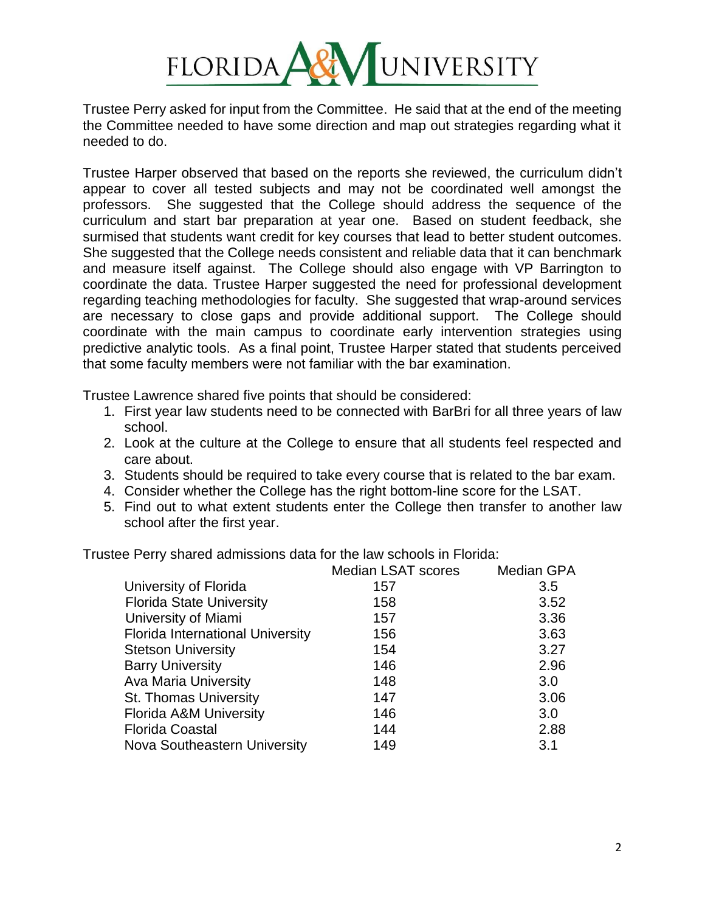Trustee Perry asked for input from the Committee. He said that at the end of the meeting the Committee needed to have some direction and map out strategies regarding what it needed to do.

Trustee Harper observed that based on the reports she reviewed, the curriculum didn't appear to cover all tested subjects and may not be coordinated well amongst the professors. She suggested that the College should address the sequence of the curriculum and start bar preparation at year one. Based on student feedback, she surmised that students want credit for key courses that lead to better student outcomes. She suggested that the College needs consistent and reliable data that it can benchmark and measure itself against. The College should also engage with VP Barrington to coordinate the data. Trustee Harper suggested the need for professional development regarding teaching methodologies for faculty. She suggested that wrap-around services are necessary to close gaps and provide additional support. The College should coordinate with the main campus to coordinate early intervention strategies using predictive analytic tools. As a final point, Trustee Harper stated that students perceived that some faculty members were not familiar with the bar examination.

Trustee Lawrence shared five points that should be considered:

1. First year law students need to be connected with BarBri for all three years of law school.
2. Look at the culture at the College to ensure that all students feel respected and care about.
3. Students should be required to take every course that is related to the bar exam.
4. Consider whether the College has the right bottom-line score for the LSAT.
5. Find out to what extent students enter the College then transfer to another law school after the first year.

Trustee Perry shared admissions data for the law schools in Florida:

| | Median LSAT scores | Median GPA |
|---|---|---|
| University of Florida | 157 | 3.5 |
| Florida State University | 158 | 3.52 |
| University of Miami | 157 | 3.36 |
| Florida International University | 156 | 3.63 |
| Stetson University | 154 | 3.27 |
| Barry University | 146 | 2.96 |
| Ava Maria University | 148 | 3.0 |
| St. Thomas University | 147 | 3.06 |
| Florida A&M University | 146 | 3.0 |
| Florida Coastal | 144 | 2.88 |
| Nova Southeastern University | 149 | 3.1 |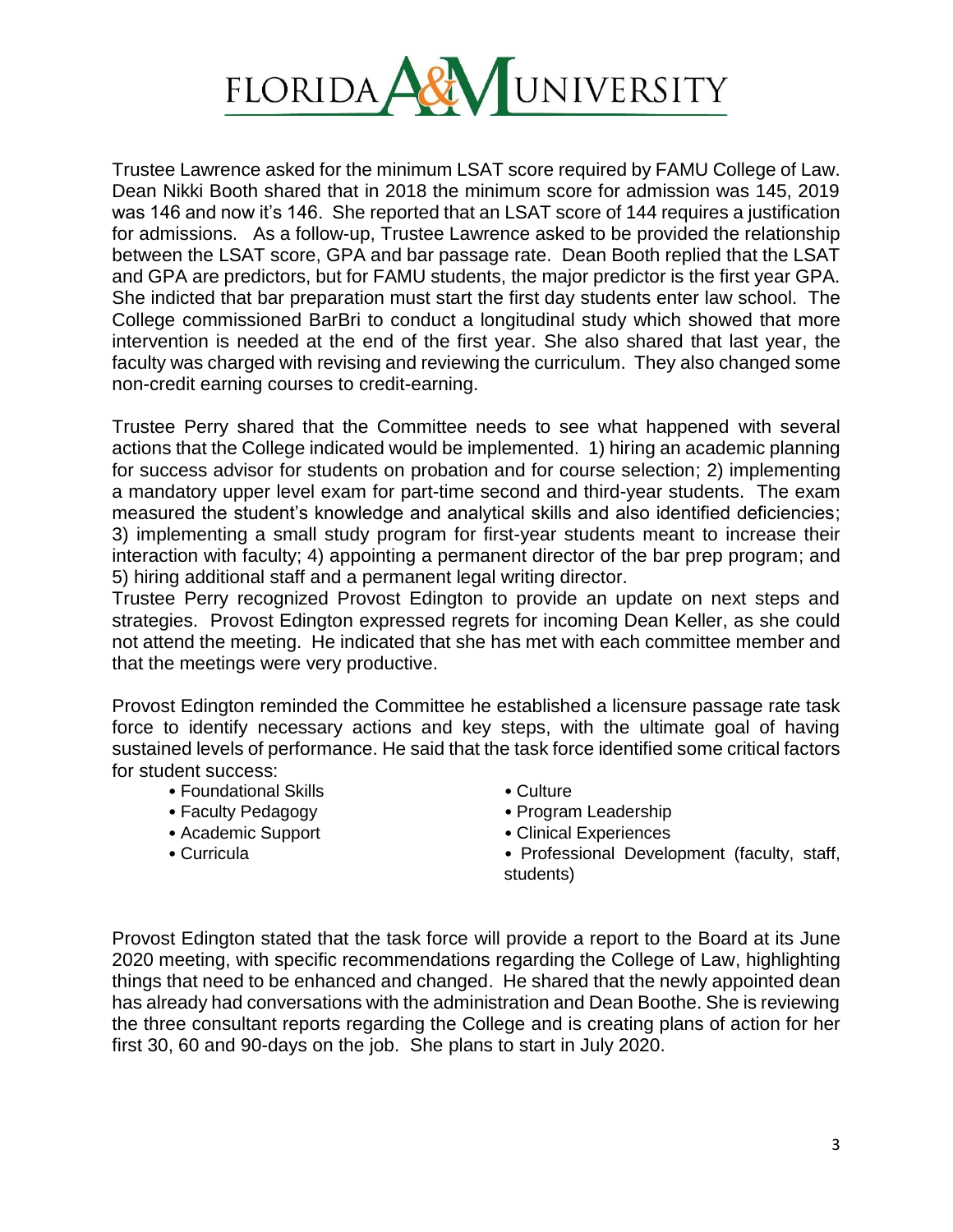Trustee Lawrence asked for the minimum LSAT score required by FAMU College of Law. Dean Nikki Booth shared that in 2018 the minimum score for admission was 145, 2019 was 146 and now it's 146. She reported that an LSAT score of 144 requires a justification for admissions. As a follow-up, Trustee Lawrence asked to be provided the relationship between the LSAT score, GPA and bar passage rate. Dean Booth replied that the LSAT and GPA are predictors, but for FAMU students, the major predictor is the first year GPA. She indicted that bar preparation must start the first day students enter law school. The College commissioned BarBri to conduct a longitudinal study which showed that more intervention is needed at the end of the first year. She also shared that last year, the faculty was charged with revising and reviewing the curriculum. They also changed some non-credit earning courses to credit-earning.

Trustee Perry shared that the Committee needs to see what happened with several actions that the College indicated would be implemented. 1) hiring an academic planning for success advisor for students on probation and for course selection; 2) implementing a mandatory upper level exam for part-time second and third-year students. The exam measured the student's knowledge and analytical skills and also identified deficiencies; 3) implementing a small study program for first-year students meant to increase their interaction with faculty; 4) appointing a permanent director of the bar prep program; and 5) hiring additional staff and a permanent legal writing director.

Trustee Perry recognized Provost Edington to provide an update on next steps and strategies. Provost Edington expressed regrets for incoming Dean Keller, as she could not attend the meeting. He indicated that she has met with each committee member and that the meetings were very productive.

Provost Edington reminded the Committee he established a licensure passage rate task force to identify necessary actions and key steps, with the ultimate goal of having sustained levels of performance. He said that the task force identified some critical factors for student success:

- Foundational Skills
- Faculty Pedagogy
- Academic Support
- Curricula
- Culture
- Program Leadership
- Clinical Experiences
- Professional Development (faculty, staff, students)

Provost Edington stated that the task force will provide a report to the Board at its June 2020 meeting, with specific recommendations regarding the College of Law, highlighting things that need to be enhanced and changed. He shared that the newly appointed dean has already had conversations with the administration and Dean Boothe. She is reviewing the three consultant reports regarding the College and is creating plans of action for her first 30, 60 and 90-days on the job. She plans to start in July 2020.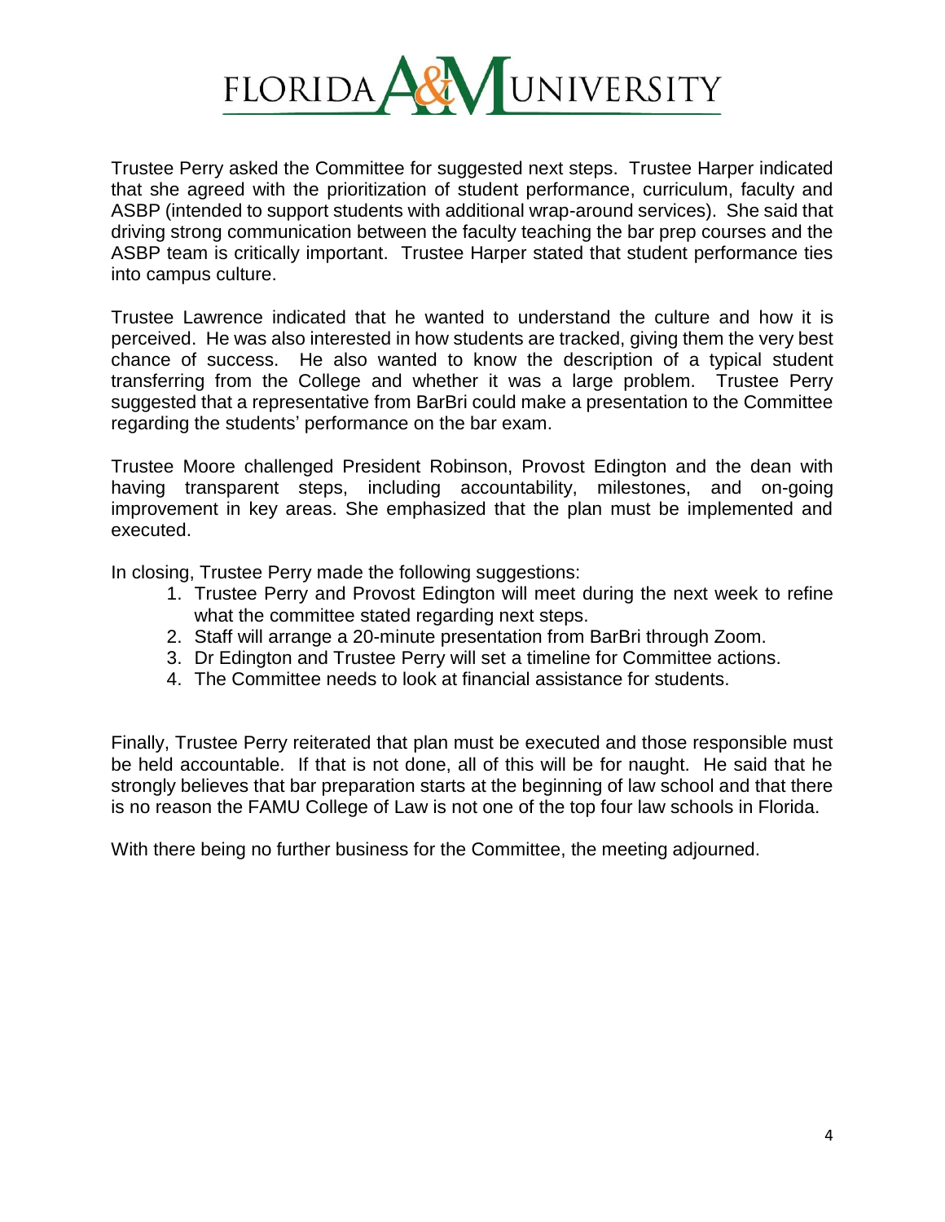Trustee Perry asked the Committee for suggested next steps. Trustee Harper indicated that she agreed with the prioritization of student performance, curriculum, faculty and ASBP (intended to support students with additional wrap-around services). She said that driving strong communication between the faculty teaching the bar prep courses and the ASBP team is critically important. Trustee Harper stated that student performance ties into campus culture.

Trustee Lawrence indicated that he wanted to understand the culture and how it is perceived. He was also interested in how students are tracked, giving them the very best chance of success. He also wanted to know the description of a typical student transferring from the College and whether it was a large problem. Trustee Perry suggested that a representative from BarBri could make a presentation to the Committee regarding the students' performance on the bar exam.

Trustee Moore challenged President Robinson, Provost Edington and the dean with having transparent steps, including accountability, milestones, and on-going improvement in key areas. She emphasized that the plan must be implemented and executed.

In closing, Trustee Perry made the following suggestions:

1. Trustee Perry and Provost Edington will meet during the next week to refine what the committee stated regarding next steps.
2. Staff will arrange a 20-minute presentation from BarBri through Zoom.
3. Dr Edington and Trustee Perry will set a timeline for Committee actions.
4. The Committee needs to look at financial assistance for students.

Finally, Trustee Perry reiterated that plan must be executed and those responsible must be held accountable. If that is not done, all of this will be for naught. He said that he strongly believes that bar preparation starts at the beginning of law school and that there is no reason the FAMU College of Law is not one of the top four law schools in Florida.

With there being no further business for the Committee, the meeting adjourned.